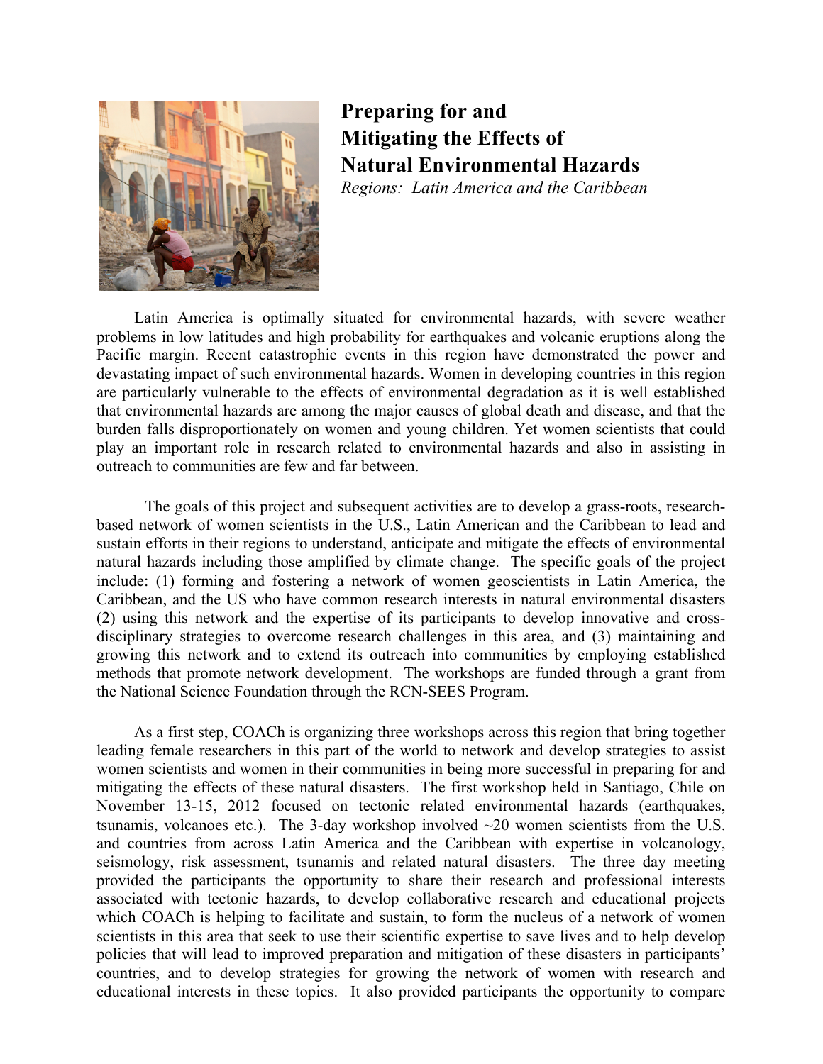# Preparing for and Mitigating the Effects of Natural Environmental Hazards

*Regions: Latin America and the Caribbean*

Latin America is optimally situated for environmental hazards, with severe weather problems in low latitudes and high probability for earthquakes and volcanic eruptions along the Pacific margin. Recent catastrophic events in this region have demonstrated the power and devastating impact of such environmental hazards. Women in developing countries in this region are particularly vulnerable to the effects of environmental degradation as it is well established that environmental hazards are among the major causes of global death and disease, and that the burden falls disproportionately on women and young children. Yet women scientists that could play an important role in research related to environmental hazards and also in assisting in outreach to communities are few and far between.

The goals of this project and subsequent activities are to develop a grass-roots, research-based network of women scientists in the U.S., Latin American and the Caribbean to lead and sustain efforts in their regions to understand, anticipate and mitigate the effects of environmental natural hazards including those amplified by climate change. The specific goals of the project include: (1) forming and fostering a network of women geoscientists in Latin America, the Caribbean, and the US who have common research interests in natural environmental disasters (2) using this network and the expertise of its participants to develop innovative and cross-disciplinary strategies to overcome research challenges in this area, and (3) maintaining and growing this network and to extend its outreach into communities by employing established methods that promote network development. The workshops are funded through a grant from the National Science Foundation through the RCN-SEES Program.

As a first step, COACh is organizing three workshops across this region that bring together leading female researchers in this part of the world to network and develop strategies to assist women scientists and women in their communities in being more successful in preparing for and mitigating the effects of these natural disasters. The first workshop held in Santiago, Chile on November 13-15, 2012 focused on tectonic related environmental hazards (earthquakes, tsunamis, volcanoes etc.). The 3-day workshop involved ~20 women scientists from the U.S. and countries from across Latin America and the Caribbean with expertise in volcanology, seismology, risk assessment, tsunamis and related natural disasters. The three day meeting provided the participants the opportunity to share their research and professional interests associated with tectonic hazards, to develop collaborative research and educational projects which COACh is helping to facilitate and sustain, to form the nucleus of a network of women scientists in this area that seek to use their scientific expertise to save lives and to help develop policies that will lead to improved preparation and mitigation of these disasters in participants' countries, and to develop strategies for growing the network of women with research and educational interests in these topics. It also provided participants the opportunity to compare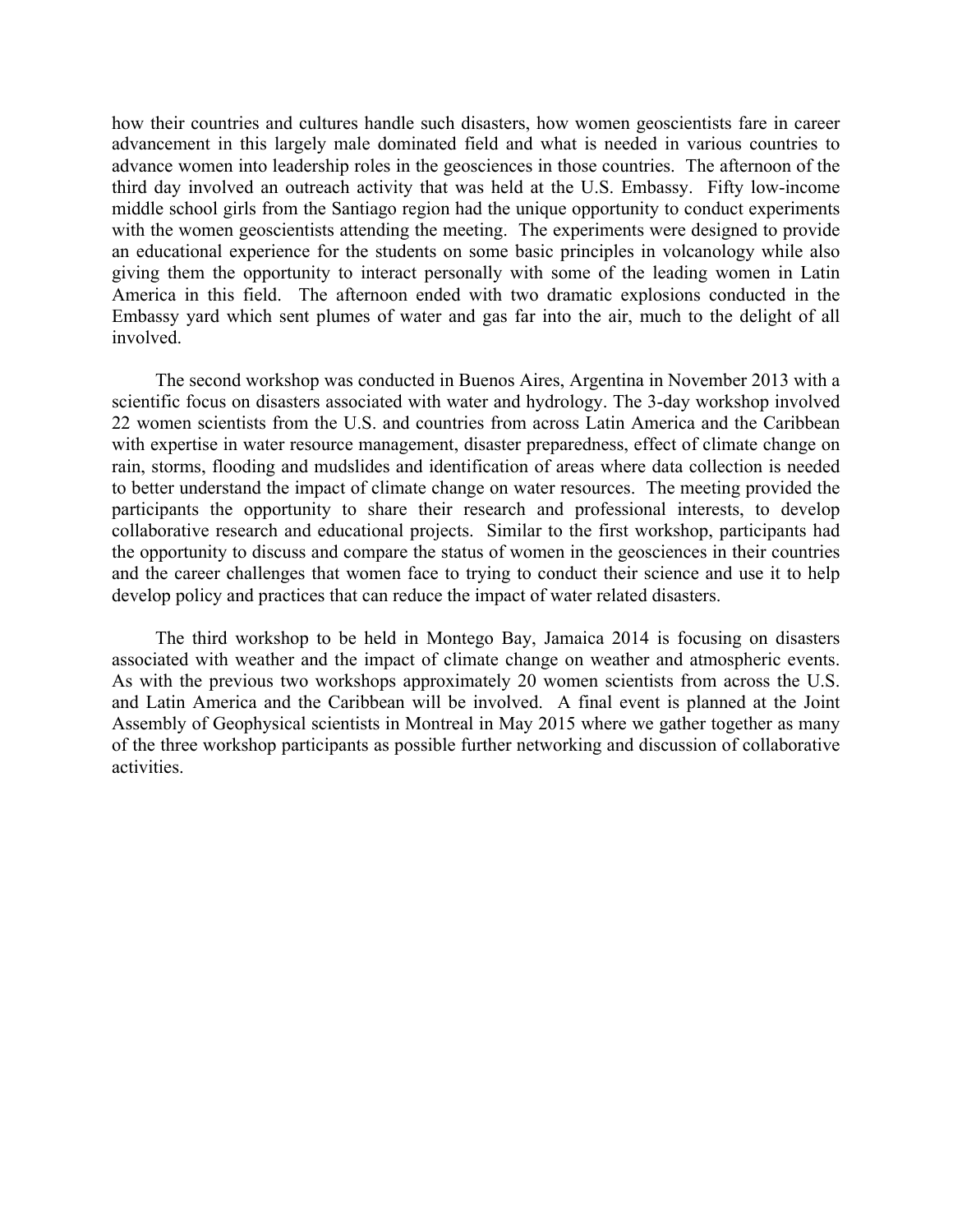how their countries and cultures handle such disasters, how women geoscientists fare in career advancement in this largely male dominated field and what is needed in various countries to advance women into leadership roles in the geosciences in those countries. The afternoon of the third day involved an outreach activity that was held at the U.S. Embassy. Fifty low-income middle school girls from the Santiago region had the unique opportunity to conduct experiments with the women geoscientists attending the meeting. The experiments were designed to provide an educational experience for the students on some basic principles in volcanology while also giving them the opportunity to interact personally with some of the leading women in Latin America in this field. The afternoon ended with two dramatic explosions conducted in the Embassy yard which sent plumes of water and gas far into the air, much to the delight of all involved.

The second workshop was conducted in Buenos Aires, Argentina in November 2013 with a scientific focus on disasters associated with water and hydrology. The 3-day workshop involved 22 women scientists from the U.S. and countries from across Latin America and the Caribbean with expertise in water resource management, disaster preparedness, effect of climate change on rain, storms, flooding and mudslides and identification of areas where data collection is needed to better understand the impact of climate change on water resources. The meeting provided the participants the opportunity to share their research and professional interests, to develop collaborative research and educational projects. Similar to the first workshop, participants had the opportunity to discuss and compare the status of women in the geosciences in their countries and the career challenges that women face to trying to conduct their science and use it to help develop policy and practices that can reduce the impact of water related disasters.

The third workshop to be held in Montego Bay, Jamaica 2014 is focusing on disasters associated with weather and the impact of climate change on weather and atmospheric events. As with the previous two workshops approximately 20 women scientists from across the U.S. and Latin America and the Caribbean will be involved. A final event is planned at the Joint Assembly of Geophysical scientists in Montreal in May 2015 where we gather together as many of the three workshop participants as possible further networking and discussion of collaborative activities.